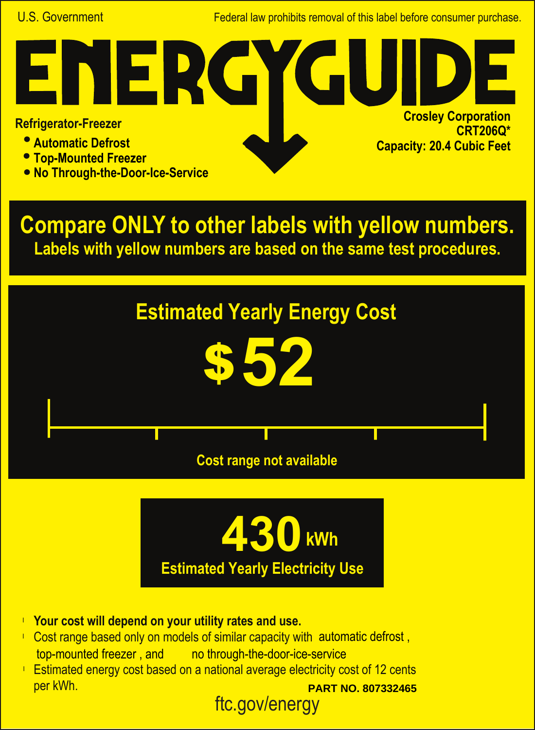U.S. Government

Federal law prohibits removal of this label before consumer purchase.

# ENERGYGUIDE

**Refrigerator-Freezer**

- **Automatic Defrost**
- **Top-Mounted Freezer**
- **No Through-the-Door-Ice-Service**

**Crosley Corporation**
**CRT206Q***
**Capacity: 20.4 Cubic Feet**

## Compare ONLY to other labels with yellow numbers.

**Labels with yellow numbers are based on the same test procedures.**

## Estimated Yearly Energy Cost

# $52

Cost range not available

# 430 kWh

**Estimated Yearly Electricity Use**

- **Your cost will depend on your utility rates and use.**
- Cost range based only on models of similar capacity with automatic defrost, top-mounted freezer, and no through-the-door-ice-service
- Estimated energy cost based on a national average electricity cost of 12 cents per kWh.

**PART NO. 807332465**

ftc.gov/energy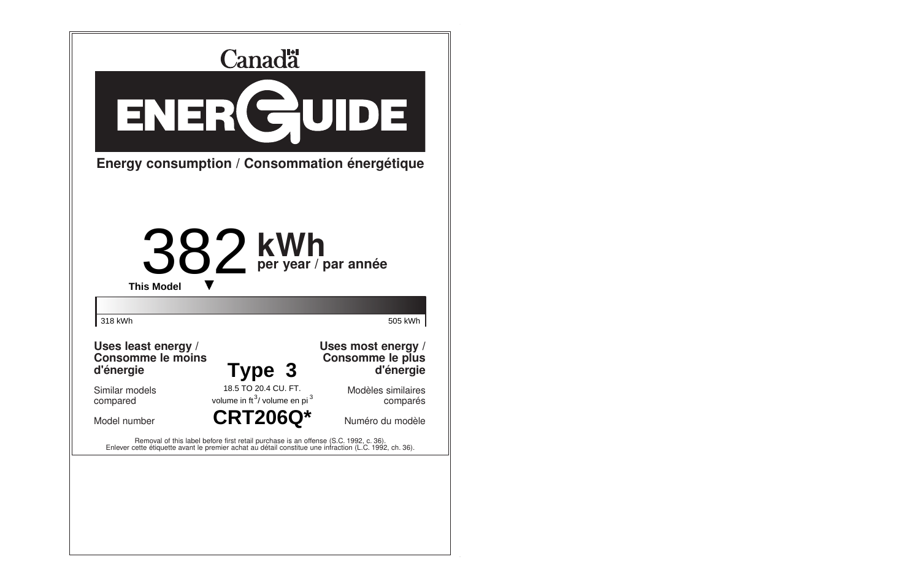Canada

# ENERGUIDE

**Energy consumption / Consommation énergétique**

382 **kWh**
**per year / par année**

**This Model** ▼

318 kWh

505 kWh

**Uses least energy / Consomme le moins d'énergie**

**Uses most energy / Consomme le plus d'énergie**

## Type 3

Similar models compared

18.5 TO 20.4 CU. FT.
volume in $ft^3$/ volume en $pi^3$

Modèles similaires comparés

Model number

**CRT206Q***

Numéro du modèle

Removal of this label before first retail purchase is an offense (S.C. 1992, c. 36).
Enlever cette étiquette avant le premier achat au détail constitue une infraction (L.C. 1992, ch. 36).